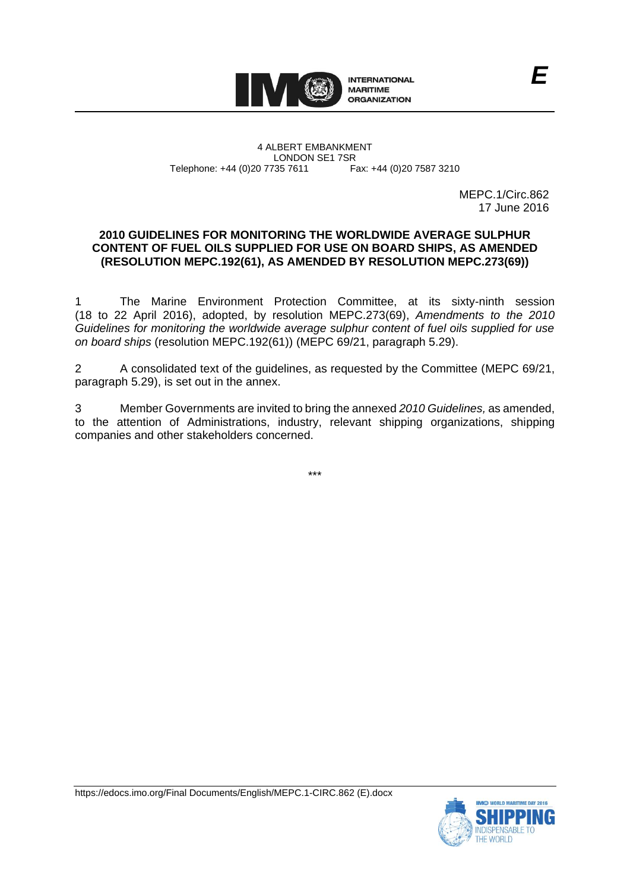INTERNATIONAL MARITIME ORGANIZATION

**E**

4 ALBERT EMBANKMENT
LONDON SE1 7SR
Telephone: +44 (0)20 7735 7611 Fax: +44 (0)20 7587 3210

MEPC.1/Circ.862
17 June 2016

**2010 GUIDELINES FOR MONITORING THE WORLDWIDE AVERAGE SULPHUR CONTENT OF FUEL OILS SUPPLIED FOR USE ON BOARD SHIPS, AS AMENDED (RESOLUTION MEPC.192(61), AS AMENDED BY RESOLUTION MEPC.273(69))**

1 The Marine Environment Protection Committee, at its sixty-ninth session (18 to 22 April 2016), adopted, by resolution MEPC.273(69), *Amendments to the 2010 Guidelines for monitoring the worldwide average sulphur content of fuel oils supplied for use on board ships* (resolution MEPC.192(61)) (MEPC 69/21, paragraph 5.29).

2 A consolidated text of the guidelines, as requested by the Committee (MEPC 69/21, paragraph 5.29), is set out in the annex.

3 Member Governments are invited to bring the annexed *2010 Guidelines,* as amended, to the attention of Administrations, industry, relevant shipping organizations, shipping companies and other stakeholders concerned.

\*\*\*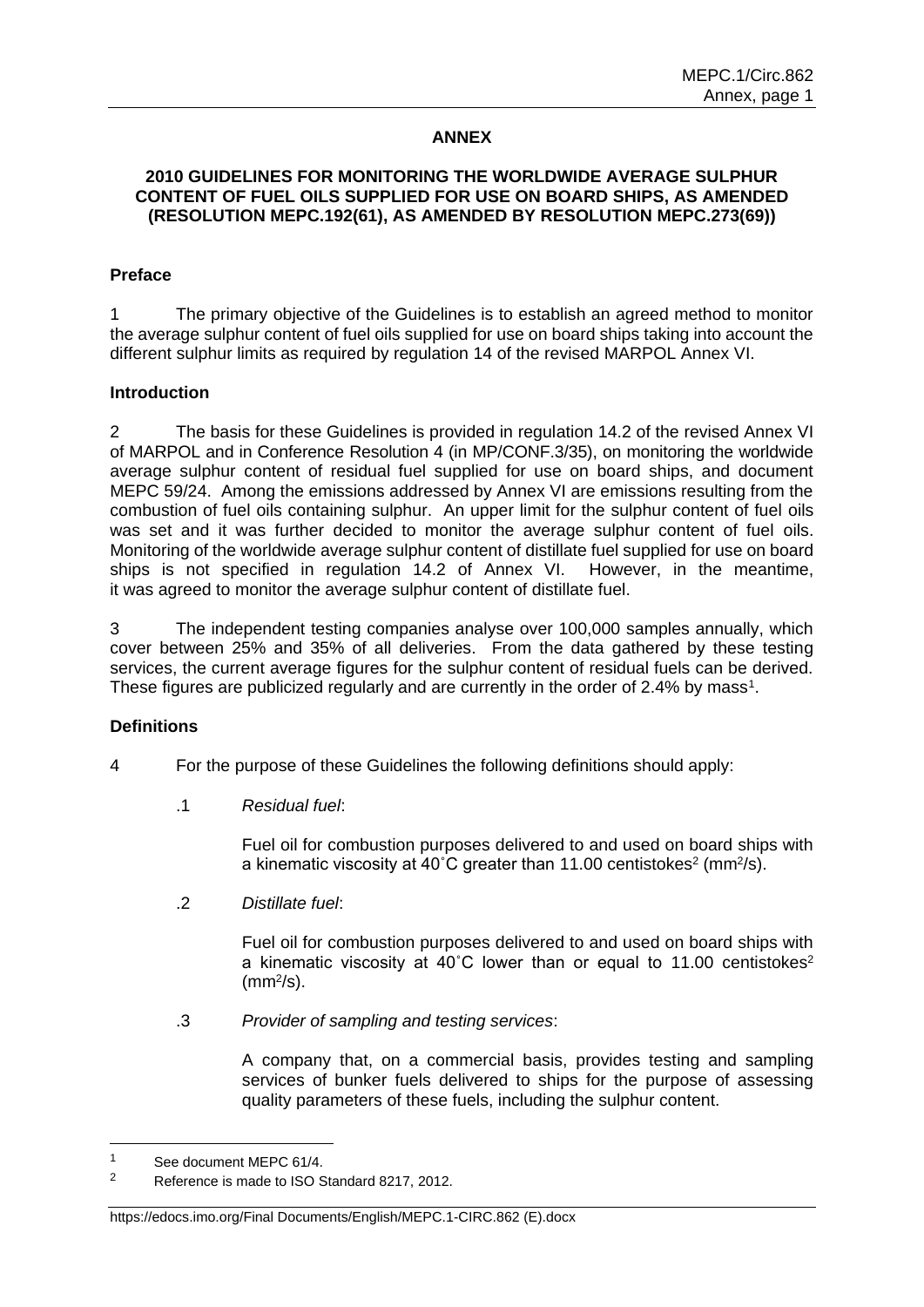## ANNEX

### 2010 GUIDELINES FOR MONITORING THE WORLDWIDE AVERAGE SULPHUR CONTENT OF FUEL OILS SUPPLIED FOR USE ON BOARD SHIPS, AS AMENDED (RESOLUTION MEPC.192(61), AS AMENDED BY RESOLUTION MEPC.273(69))

**Preface**

1 The primary objective of the Guidelines is to establish an agreed method to monitor the average sulphur content of fuel oils supplied for use on board ships taking into account the different sulphur limits as required by regulation 14 of the revised MARPOL Annex VI.

**Introduction**

2 The basis for these Guidelines is provided in regulation 14.2 of the revised Annex VI of MARPOL and in Conference Resolution 4 (in MP/CONF.3/35), on monitoring the worldwide average sulphur content of residual fuel supplied for use on board ships, and document MEPC 59/24. Among the emissions addressed by Annex VI are emissions resulting from the combustion of fuel oils containing sulphur. An upper limit for the sulphur content of fuel oils was set and it was further decided to monitor the average sulphur content of fuel oils. Monitoring of the worldwide average sulphur content of distillate fuel supplied for use on board ships is not specified in regulation 14.2 of Annex VI. However, in the meantime, it was agreed to monitor the average sulphur content of distillate fuel.

3 The independent testing companies analyse over 100,000 samples annually, which cover between 25% and 35% of all deliveries. From the data gathered by these testing services, the current average figures for the sulphur content of residual fuels can be derived. These figures are publicized regularly and are currently in the order of 2.4% by mass[1].

**Definitions**

4 For the purpose of these Guidelines the following definitions should apply:

.1 *Residual fuel*:

Fuel oil for combustion purposes delivered to and used on board ships with a kinematic viscosity at 40˚C greater than 11.00 centistokes[2] ($mm^2/s$).

.2 *Distillate fuel*:

Fuel oil for combustion purposes delivered to and used on board ships with a kinematic viscosity at 40˚C lower than or equal to 11.00 centistokes[2] ($mm^2/s$).

.3 *Provider of sampling and testing services*:

A company that, on a commercial basis, provides testing and sampling services of bunker fuels delivered to ships for the purpose of assessing quality parameters of these fuels, including the sulphur content.

---

[1] See document MEPC 61/4.

[2] Reference is made to ISO Standard 8217, 2012.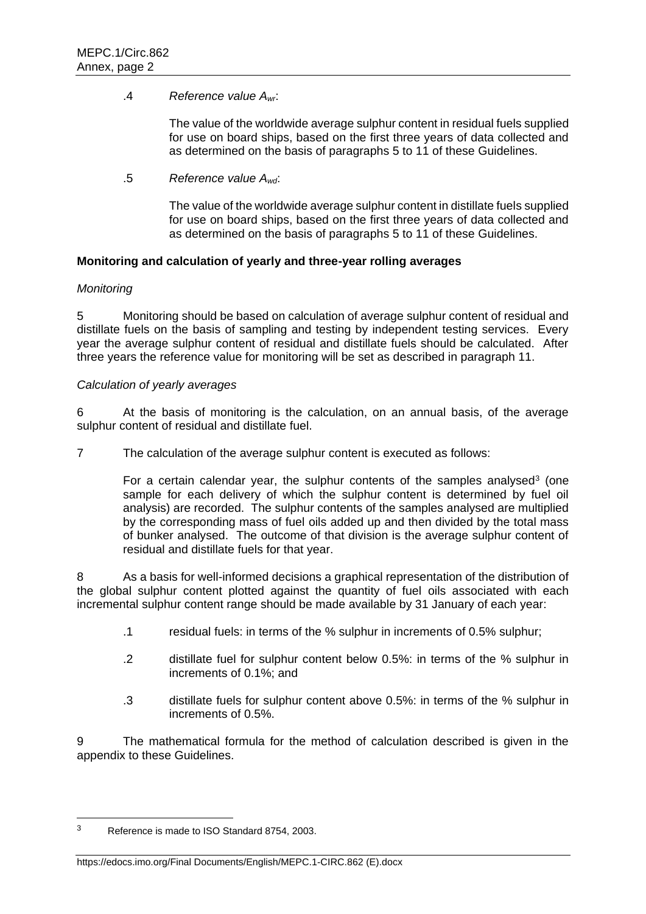.4 *Reference value $A_{wr}$*:

The value of the worldwide average sulphur content in residual fuels supplied for use on board ships, based on the first three years of data collected and as determined on the basis of paragraphs 5 to 11 of these Guidelines.

.5 *Reference value $A_{wd}$*:

The value of the worldwide average sulphur content in distillate fuels supplied for use on board ships, based on the first three years of data collected and as determined on the basis of paragraphs 5 to 11 of these Guidelines.

**Monitoring and calculation of yearly and three-year rolling averages**

*Monitoring*

5 Monitoring should be based on calculation of average sulphur content of residual and distillate fuels on the basis of sampling and testing by independent testing services. Every year the average sulphur content of residual and distillate fuels should be calculated. After three years the reference value for monitoring will be set as described in paragraph 11.

*Calculation of yearly averages*

6 At the basis of monitoring is the calculation, on an annual basis, of the average sulphur content of residual and distillate fuel.

7 The calculation of the average sulphur content is executed as follows:

For a certain calendar year, the sulphur contents of the samples analysed[3] (one sample for each delivery of which the sulphur content is determined by fuel oil analysis) are recorded. The sulphur contents of the samples analysed are multiplied by the corresponding mass of fuel oils added up and then divided by the total mass of bunker analysed. The outcome of that division is the average sulphur content of residual and distillate fuels for that year.

8 As a basis for well-informed decisions a graphical representation of the distribution of the global sulphur content plotted against the quantity of fuel oils associated with each incremental sulphur content range should be made available by 31 January of each year:

.1 residual fuels: in terms of the % sulphur in increments of 0.5% sulphur;

.2 distillate fuel for sulphur content below 0.5%: in terms of the % sulphur in increments of 0.1%; and

.3 distillate fuels for sulphur content above 0.5%: in terms of the % sulphur in increments of 0.5%.

9 The mathematical formula for the method of calculation described is given in the appendix to these Guidelines.

---

[3] Reference is made to ISO Standard 8754, 2003.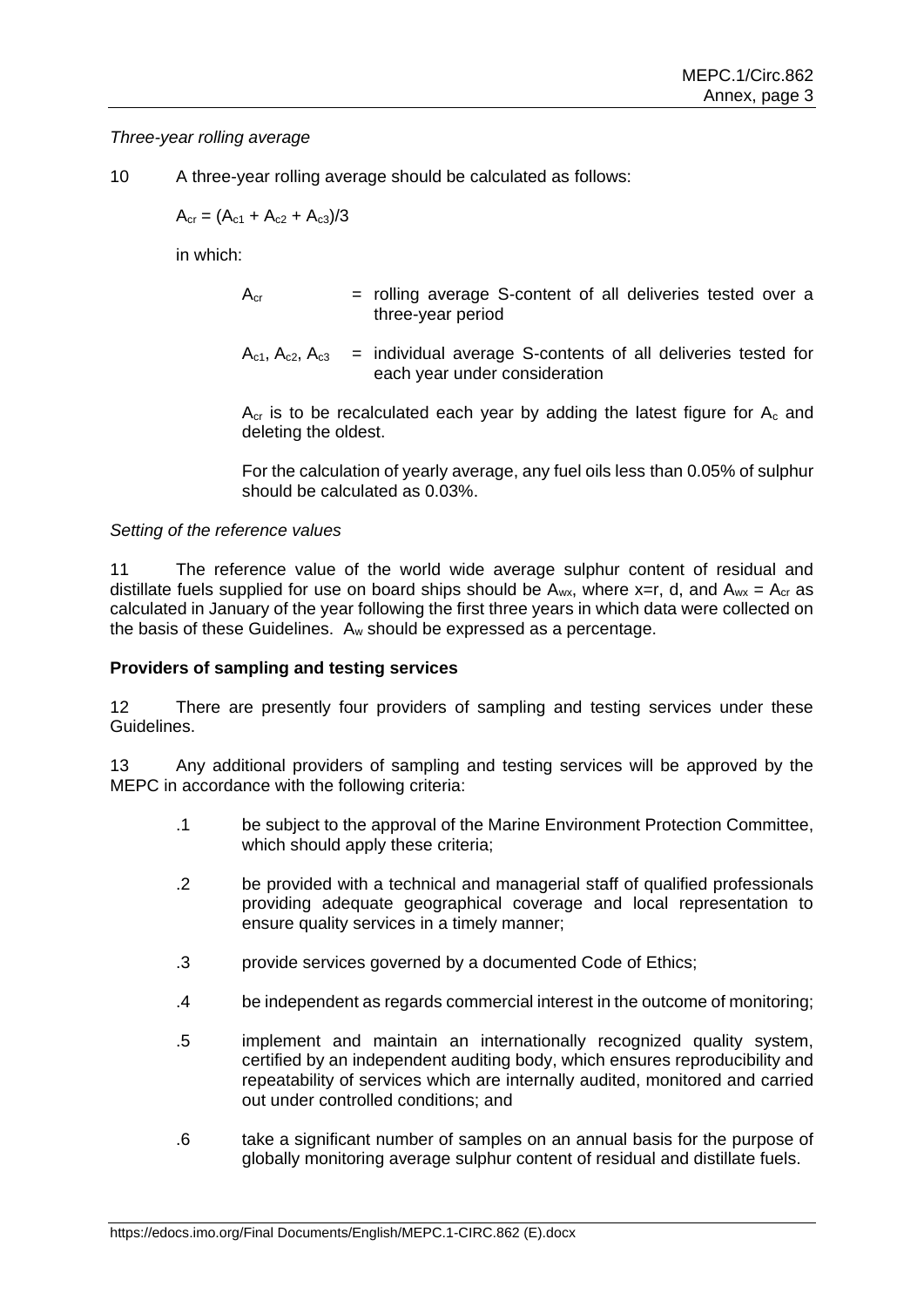*Three-year rolling average*

10 A three-year rolling average should be calculated as follows:

$$A_{cr} = (A_{c1} + A_{c2} + A_{c3})/3$$

in which:

$A_{cr}$ = rolling average S-content of all deliveries tested over a three-year period

$A_{c1}$, $A_{c2}$, $A_{c3}$ = individual average S-contents of all deliveries tested for each year under consideration

$A_{cr}$ is to be recalculated each year by adding the latest figure for $A_c$ and deleting the oldest.

For the calculation of yearly average, any fuel oils less than 0.05% of sulphur should be calculated as 0.03%.

*Setting of the reference values*

11 The reference value of the world wide average sulphur content of residual and distillate fuels supplied for use on board ships should be $A_{wx}$, where x=r, d, and $A_{wx} = A_{cr}$ as calculated in January of the year following the first three years in which data were collected on the basis of these Guidelines. $A_w$ should be expressed as a percentage.

**Providers of sampling and testing services**

12 There are presently four providers of sampling and testing services under these Guidelines.

13 Any additional providers of sampling and testing services will be approved by the MEPC in accordance with the following criteria:

.1 be subject to the approval of the Marine Environment Protection Committee, which should apply these criteria;

.2 be provided with a technical and managerial staff of qualified professionals providing adequate geographical coverage and local representation to ensure quality services in a timely manner;

.3 provide services governed by a documented Code of Ethics;

.4 be independent as regards commercial interest in the outcome of monitoring;

.5 implement and maintain an internationally recognized quality system, certified by an independent auditing body, which ensures reproducibility and repeatability of services which are internally audited, monitored and carried out under controlled conditions; and

.6 take a significant number of samples on an annual basis for the purpose of globally monitoring average sulphur content of residual and distillate fuels.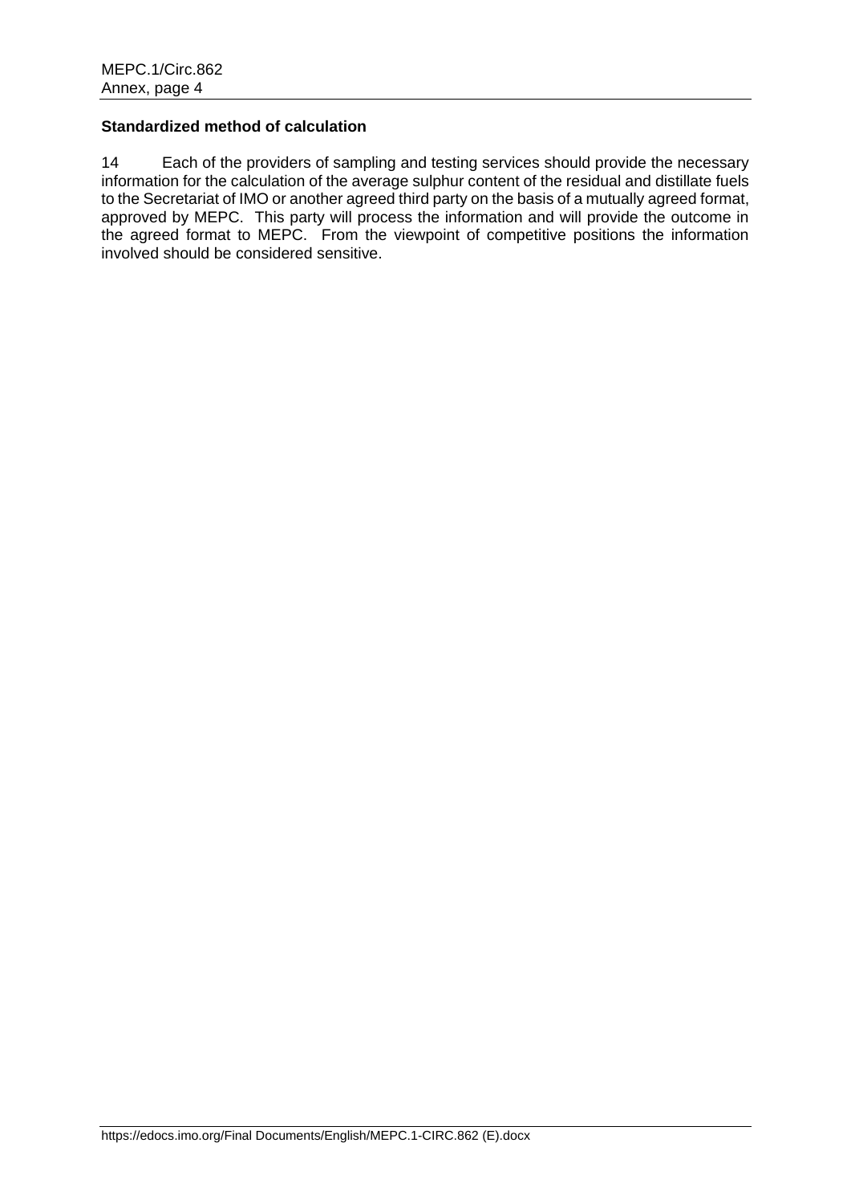**Standardized method of calculation**

14 Each of the providers of sampling and testing services should provide the necessary information for the calculation of the average sulphur content of the residual and distillate fuels to the Secretariat of IMO or another agreed third party on the basis of a mutually agreed format, approved by MEPC. This party will process the information and will provide the outcome in the agreed format to MEPC. From the viewpoint of competitive positions the information involved should be considered sensitive.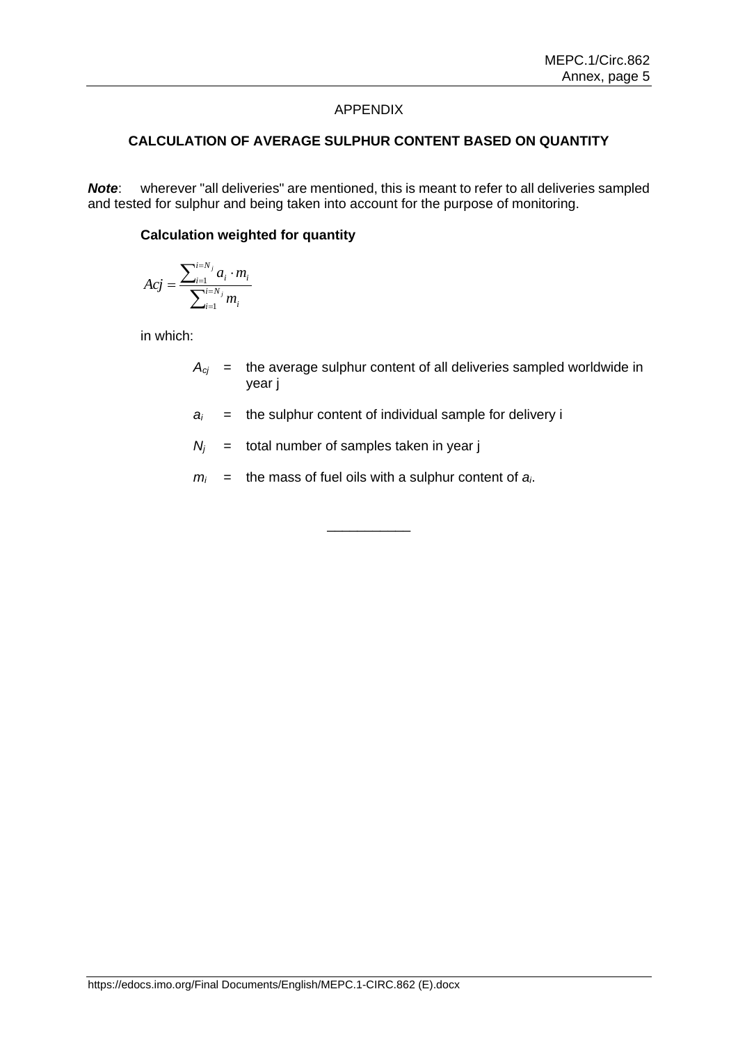APPENDIX

## CALCULATION OF AVERAGE SULPHUR CONTENT BASED ON QUANTITY

***Note***: wherever "all deliveries" are mentioned, this is meant to refer to all deliveries sampled and tested for sulphur and being taken into account for the purpose of monitoring.

**Calculation weighted for quantity**

$$Acj = \frac{\sum_{i=1}^{i=N_j} a_i \cdot m_i}{\sum_{i=1}^{i=N_j} m_i}$$

in which:

$A_{cj}$ = the average sulphur content of all deliveries sampled worldwide in year j

$a_i$ = the sulphur content of individual sample for delivery i

$N_j$ = total number of samples taken in year j

$m_i$ = the mass of fuel oils with a sulphur content of $a_i$.

___________